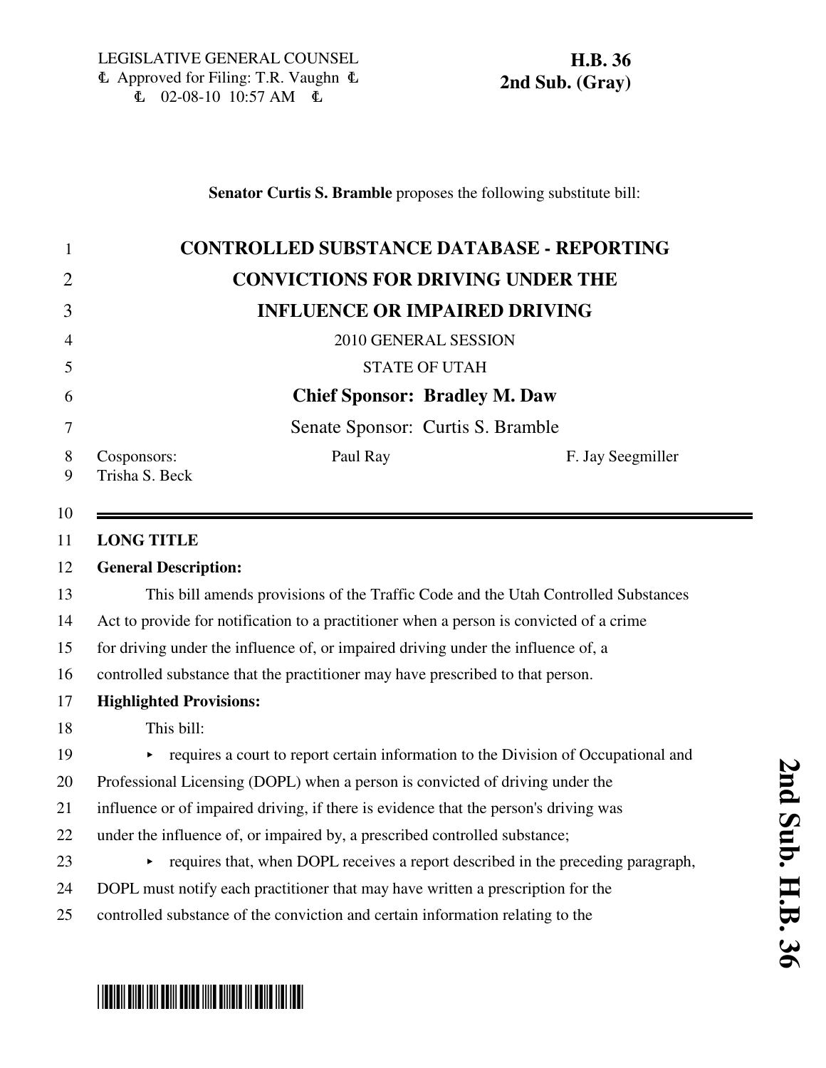LEGISLATIVE GENERAL COUNSEL
Approved for Filing: T.R. Vaughn
02-08-10 10:57 AM

**H.B. 36**
**2nd Sub. (Gray)**

**Senator Curtis S. Bramble** proposes the following substitute bill:

# CONTROLLED SUBSTANCE DATABASE - REPORTING CONVICTIONS FOR DRIVING UNDER THE INFLUENCE OR IMPAIRED DRIVING

2010 GENERAL SESSION

STATE OF UTAH

**Chief Sponsor: Bradley M. Daw**

Senate Sponsor: Curtis S. Bramble

Cosponsors: Paul Ray, F. Jay Seegmiller, Trisha S. Beck

**LONG TITLE**

**General Description:**

This bill amends provisions of the Traffic Code and the Utah Controlled Substances Act to provide for notification to a practitioner when a person is convicted of a crime for driving under the influence of, or impaired driving under the influence of, a controlled substance that the practitioner may have prescribed to that person.

**Highlighted Provisions:**

This bill:

- requires a court to report certain information to the Division of Occupational and Professional Licensing (DOPL) when a person is convicted of driving under the influence or of impaired driving, if there is evidence that the person's driving was under the influence of, or impaired by, a prescribed controlled substance;
- requires that, when DOPL receives a report described in the preceding paragraph, DOPL must notify each practitioner that may have written a prescription for the controlled substance of the conviction and certain information relating to the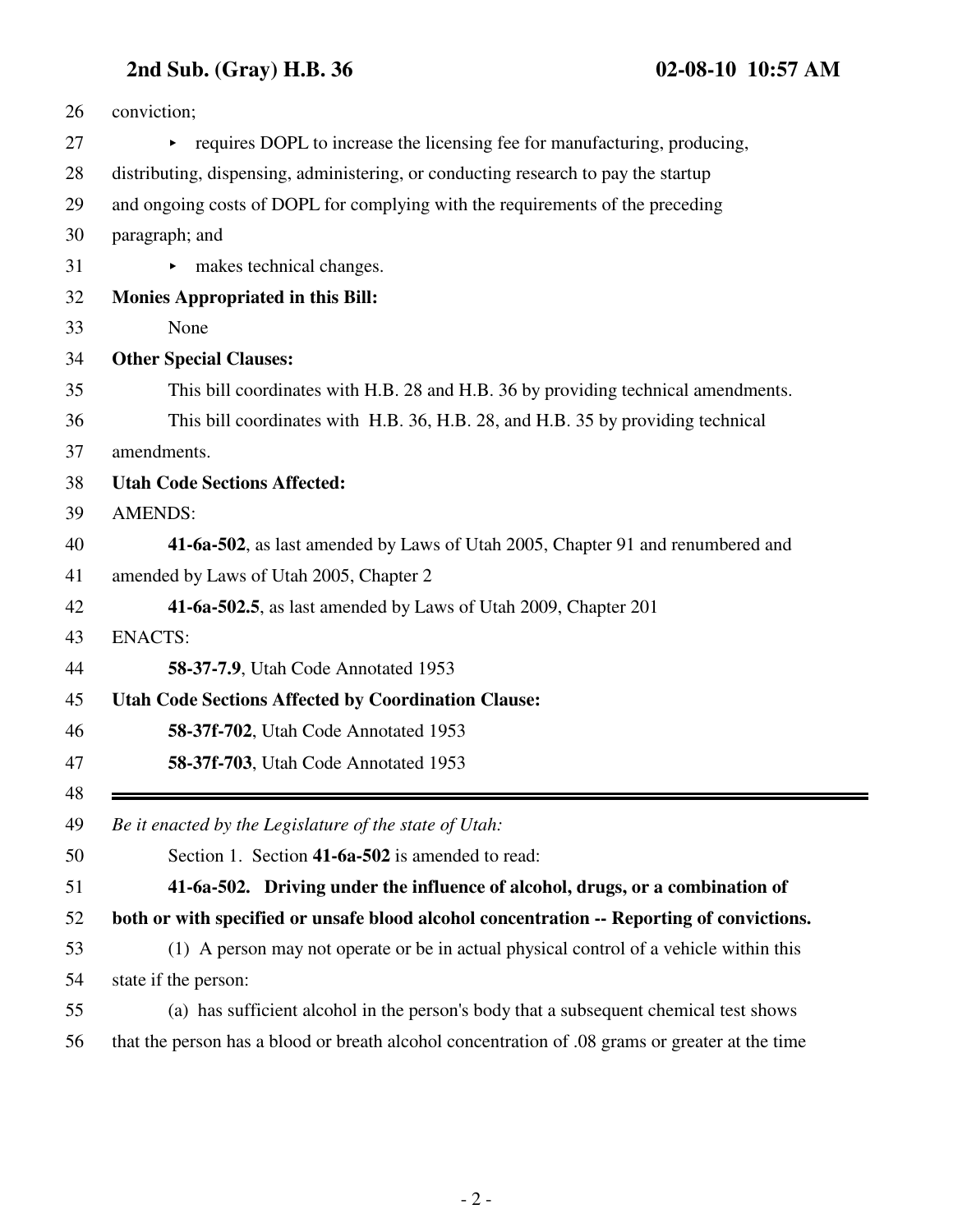conviction;

- requires DOPL to increase the licensing fee for manufacturing, producing, distributing, dispensing, administering, or conducting research to pay the startup and ongoing costs of DOPL for complying with the requirements of the preceding paragraph; and
- makes technical changes.

**Monies Appropriated in this Bill:**

None

**Other Special Clauses:**

This bill coordinates with H.B. 28 and H.B. 36 by providing technical amendments.

This bill coordinates with H.B. 36, H.B. 28, and H.B. 35 by providing technical amendments.

**Utah Code Sections Affected:**

AMENDS:

**41-6a-502**, as last amended by Laws of Utah 2005, Chapter 91 and renumbered and amended by Laws of Utah 2005, Chapter 2

**41-6a-502.5**, as last amended by Laws of Utah 2009, Chapter 201

ENACTS:

**58-37-7.9**, Utah Code Annotated 1953

**Utah Code Sections Affected by Coordination Clause:**

**58-37f-702**, Utah Code Annotated 1953

**58-37f-703**, Utah Code Annotated 1953

---

*Be it enacted by the Legislature of the state of Utah:*

Section 1. Section **41-6a-502** is amended to read:

**41-6a-502. Driving under the influence of alcohol, drugs, or a combination of both or with specified or unsafe blood alcohol concentration -- Reporting of convictions.**

(1) A person may not operate or be in actual physical control of a vehicle within this state if the person:

(a) has sufficient alcohol in the person's body that a subsequent chemical test shows that the person has a blood or breath alcohol concentration of .08 grams or greater at the time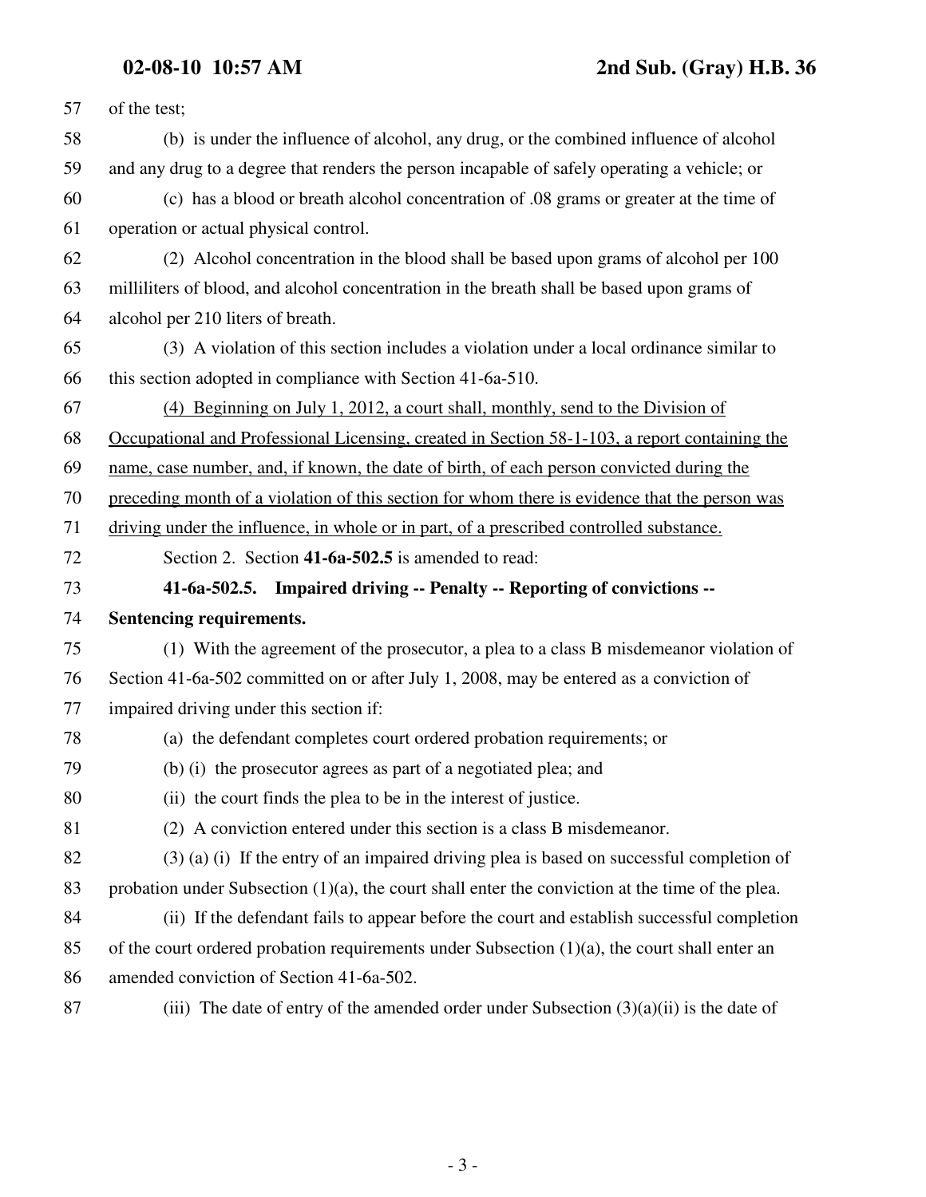57 of the test;

58 (b) is under the influence of alcohol, any drug, or the combined influence of alcohol
59 and any drug to a degree that renders the person incapable of safely operating a vehicle; or

60 (c) has a blood or breath alcohol concentration of .08 grams or greater at the time of
61 operation or actual physical control.

62 (2) Alcohol concentration in the blood shall be based upon grams of alcohol per 100
63 milliliters of blood, and alcohol concentration in the breath shall be based upon grams of
64 alcohol per 210 liters of breath.

65 (3) A violation of this section includes a violation under a local ordinance similar to
66 this section adopted in compliance with Section 41-6a-510.

67 <u>(4) Beginning on July 1, 2012, a court shall, monthly, send to the Division of</u>
68 <u>Occupational and Professional Licensing, created in Section 58-1-103, a report containing the</u>
69 <u>name, case number, and, if known, the date of birth, of each person convicted during the</u>
70 <u>preceding month of a violation of this section for whom there is evidence that the person was</u>
71 <u>driving under the influence, in whole or in part, of a prescribed controlled substance.</u>

72 Section 2. Section **41-6a-502.5** is amended to read:

73 **41-6a-502.5. Impaired driving -- Penalty -- Reporting of convictions --**
74 **Sentencing requirements.**

75 (1) With the agreement of the prosecutor, a plea to a class B misdemeanor violation of
76 Section 41-6a-502 committed on or after July 1, 2008, may be entered as a conviction of
77 impaired driving under this section if:

78 (a) the defendant completes court ordered probation requirements; or

79 (b) (i) the prosecutor agrees as part of a negotiated plea; and

80 (ii) the court finds the plea to be in the interest of justice.

81 (2) A conviction entered under this section is a class B misdemeanor.

82 (3) (a) (i) If the entry of an impaired driving plea is based on successful completion of
83 probation under Subsection (1)(a), the court shall enter the conviction at the time of the plea.

84 (ii) If the defendant fails to appear before the court and establish successful completion
85 of the court ordered probation requirements under Subsection (1)(a), the court shall enter an
86 amended conviction of Section 41-6a-502.

87 (iii) The date of entry of the amended order under Subsection (3)(a)(ii) is the date of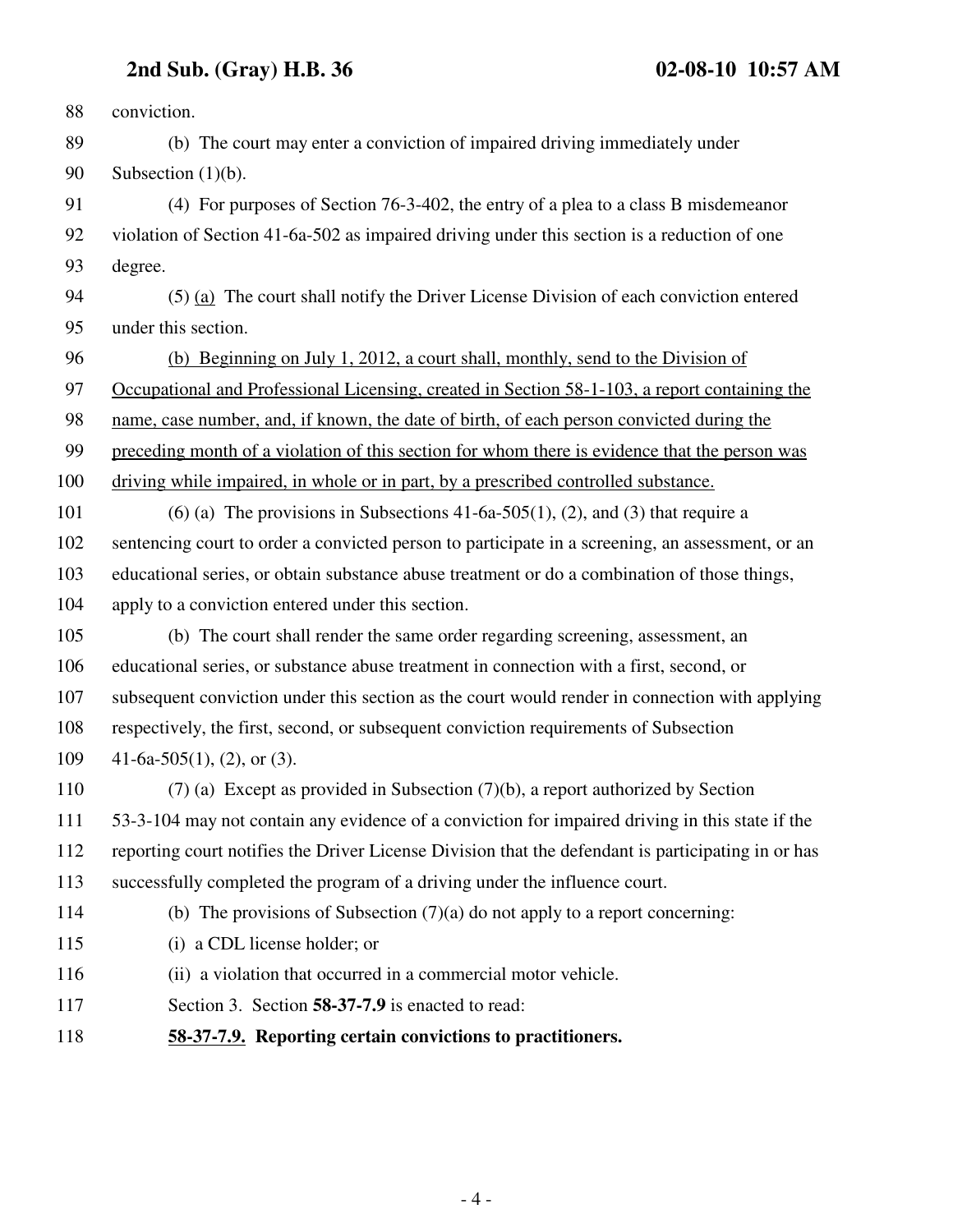conviction.

(b) The court may enter a conviction of impaired driving immediately under Subsection (1)(b).

(4) For purposes of Section 76-3-402, the entry of a plea to a class B misdemeanor violation of Section 41-6a-502 as impaired driving under this section is a reduction of one degree.

(5) (a) The court shall notify the Driver License Division of each conviction entered under this section.

(b) Beginning on July 1, 2012, a court shall, monthly, send to the Division of Occupational and Professional Licensing, created in Section 58-1-103, a report containing the name, case number, and, if known, the date of birth, of each person convicted during the preceding month of a violation of this section for whom there is evidence that the person was driving while impaired, in whole or in part, by a prescribed controlled substance.

(6) (a) The provisions in Subsections 41-6a-505(1), (2), and (3) that require a sentencing court to order a convicted person to participate in a screening, an assessment, or an educational series, or obtain substance abuse treatment or do a combination of those things, apply to a conviction entered under this section.

(b) The court shall render the same order regarding screening, assessment, an educational series, or substance abuse treatment in connection with a first, second, or subsequent conviction under this section as the court would render in connection with applying respectively, the first, second, or subsequent conviction requirements of Subsection 41-6a-505(1), (2), or (3).

(7) (a) Except as provided in Subsection (7)(b), a report authorized by Section 53-3-104 may not contain any evidence of a conviction for impaired driving in this state if the reporting court notifies the Driver License Division that the defendant is participating in or has successfully completed the program of a driving under the influence court.

(b) The provisions of Subsection (7)(a) do not apply to a report concerning:

(i) a CDL license holder; or

(ii) a violation that occurred in a commercial motor vehicle.

Section 3. Section **58-37-7.9** is enacted to read:

**58-37-7.9. Reporting certain convictions to practitioners.**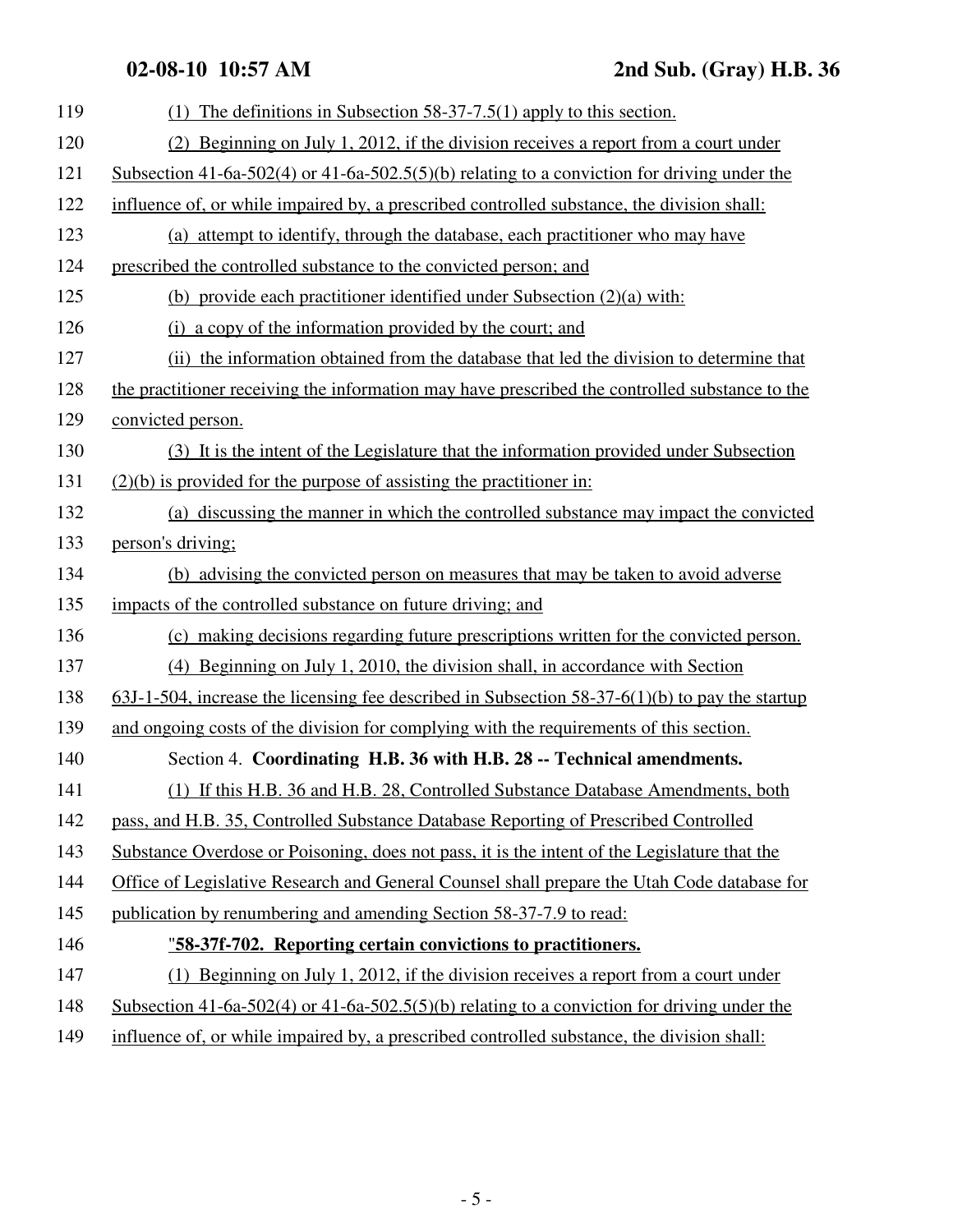(1) The definitions in Subsection 58-37-7.5(1) apply to this section.

(2) Beginning on July 1, 2012, if the division receives a report from a court under Subsection 41-6a-502(4) or 41-6a-502.5(5)(b) relating to a conviction for driving under the influence of, or while impaired by, a prescribed controlled substance, the division shall:

(a) attempt to identify, through the database, each practitioner who may have prescribed the controlled substance to the convicted person; and

(b) provide each practitioner identified under Subsection (2)(a) with:

(i) a copy of the information provided by the court; and

(ii) the information obtained from the database that led the division to determine that the practitioner receiving the information may have prescribed the controlled substance to the convicted person.

(3) It is the intent of the Legislature that the information provided under Subsection (2)(b) is provided for the purpose of assisting the practitioner in:

(a) discussing the manner in which the controlled substance may impact the convicted person's driving;

(b) advising the convicted person on measures that may be taken to avoid adverse impacts of the controlled substance on future driving; and

(c) making decisions regarding future prescriptions written for the convicted person.

(4) Beginning on July 1, 2010, the division shall, in accordance with Section 63J-1-504, increase the licensing fee described in Subsection 58-37-6(1)(b) to pay the startup and ongoing costs of the division for complying with the requirements of this section.

Section 4. **Coordinating H.B. 36 with H.B. 28 -- Technical amendments.**

(1) If this H.B. 36 and H.B. 28, Controlled Substance Database Amendments, both pass, and H.B. 35, Controlled Substance Database Reporting of Prescribed Controlled Substance Overdose or Poisoning, does not pass, it is the intent of the Legislature that the Office of Legislative Research and General Counsel shall prepare the Utah Code database for publication by renumbering and amending Section 58-37-7.9 to read:

"**58-37f-702. Reporting certain convictions to practitioners.**

(1) Beginning on July 1, 2012, if the division receives a report from a court under Subsection 41-6a-502(4) or 41-6a-502.5(5)(b) relating to a conviction for driving under the influence of, or while impaired by, a prescribed controlled substance, the division shall: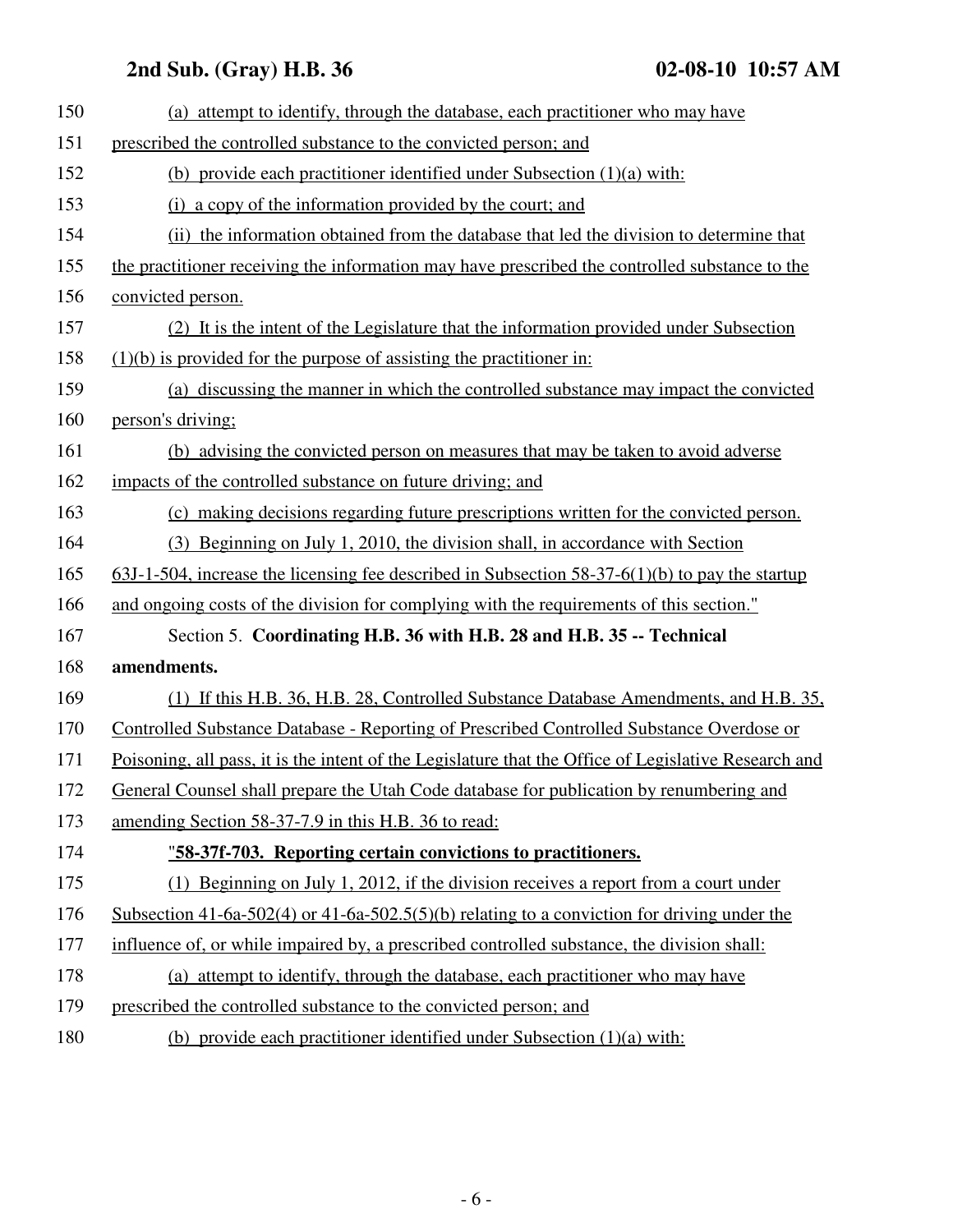(a) attempt to identify, through the database, each practitioner who may have prescribed the controlled substance to the convicted person; and

(b) provide each practitioner identified under Subsection (1)(a) with:

(i) a copy of the information provided by the court; and

(ii) the information obtained from the database that led the division to determine that the practitioner receiving the information may have prescribed the controlled substance to the convicted person.

(2) It is the intent of the Legislature that the information provided under Subsection (1)(b) is provided for the purpose of assisting the practitioner in:

(a) discussing the manner in which the controlled substance may impact the convicted person's driving;

(b) advising the convicted person on measures that may be taken to avoid adverse impacts of the controlled substance on future driving; and

(c) making decisions regarding future prescriptions written for the convicted person.

(3) Beginning on July 1, 2010, the division shall, in accordance with Section 63J-1-504, increase the licensing fee described in Subsection 58-37-6(1)(b) to pay the startup and ongoing costs of the division for complying with the requirements of this section."

Section 5. **Coordinating H.B. 36 with H.B. 28 and H.B. 35 -- Technical amendments.**

(1) If this H.B. 36, H.B. 28, Controlled Substance Database Amendments, and H.B. 35, Controlled Substance Database - Reporting of Prescribed Controlled Substance Overdose or Poisoning, all pass, it is the intent of the Legislature that the Office of Legislative Research and General Counsel shall prepare the Utah Code database for publication by renumbering and amending Section 58-37-7.9 in this H.B. 36 to read:

"**58-37f-703. Reporting certain convictions to practitioners.**

(1) Beginning on July 1, 2012, if the division receives a report from a court under Subsection 41-6a-502(4) or 41-6a-502.5(5)(b) relating to a conviction for driving under the influence of, or while impaired by, a prescribed controlled substance, the division shall:

(a) attempt to identify, through the database, each practitioner who may have prescribed the controlled substance to the convicted person; and

(b) provide each practitioner identified under Subsection (1)(a) with: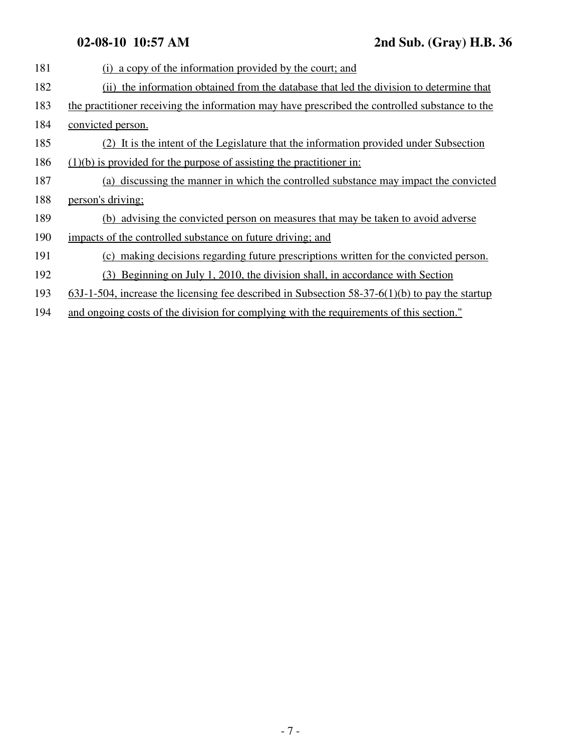181 (i) a copy of the information provided by the court; and

182 (ii) the information obtained from the database that led the division to determine that

183 the practitioner receiving the information may have prescribed the controlled substance to the

184 convicted person.

185 (2) It is the intent of the Legislature that the information provided under Subsection

186 (1)(b) is provided for the purpose of assisting the practitioner in:

187 (a) discussing the manner in which the controlled substance may impact the convicted

188 person's driving;

189 (b) advising the convicted person on measures that may be taken to avoid adverse

190 impacts of the controlled substance on future driving; and

191 (c) making decisions regarding future prescriptions written for the convicted person.

192 (3) Beginning on July 1, 2010, the division shall, in accordance with Section

193 63J-1-504, increase the licensing fee described in Subsection 58-37-6(1)(b) to pay the startup

194 and ongoing costs of the division for complying with the requirements of this section."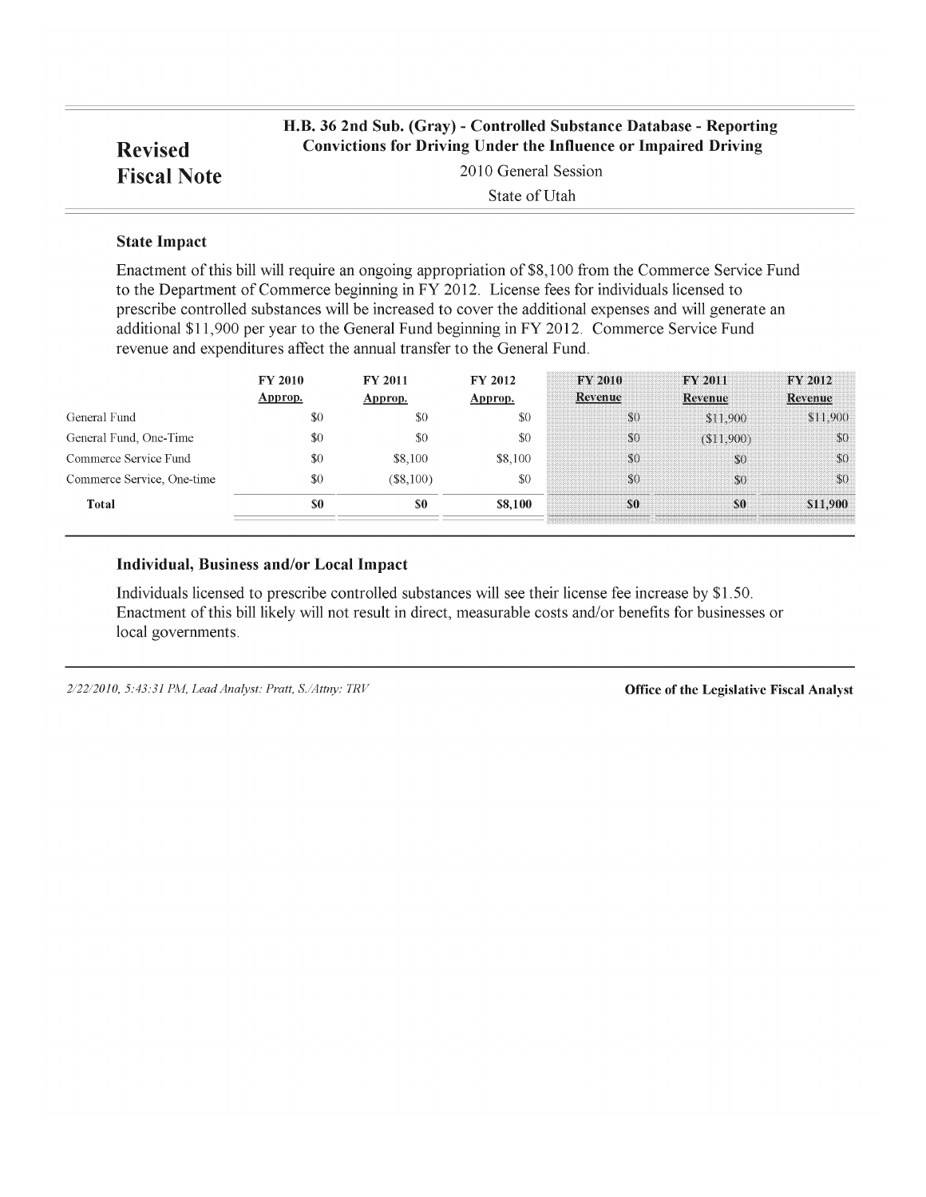# Revised Fiscal Note

## H.B. 36 2nd Sub. (Gray) - Controlled Substance Database - Reporting Convictions for Driving Under the Influence or Impaired Driving

2010 General Session

State of Utah

### State Impact

Enactment of this bill will require an ongoing appropriation of $8,100 from the Commerce Service Fund to the Department of Commerce beginning in FY 2012. License fees for individuals licensed to prescribe controlled substances will be increased to cover the additional expenses and will generate an additional $11,900 per year to the General Fund beginning in FY 2012. Commerce Service Fund revenue and expenditures affect the annual transfer to the General Fund.

| | FY 2010 Approp. | FY 2011 Approp. | FY 2012 Approp. | FY 2010 Revenue | FY 2011 Revenue | FY 2012 Revenue |
|---|---|---|---|---|---|---|
| General Fund | $0 | $0 | $0 | $0 | $11,900 | $11,900 |
| General Fund, One-Time | $0 | $0 | $0 | $0 | ($11,900) | $0 |
| Commerce Service Fund | $0 | $8,100 | $8,100 | $0 | $0 | $0 |
| Commerce Service, One-time | $0 | ($8,100) | $0 | $0 | $0 | $0 |
| **Total** | **$0** | **$0** | **$8,100** | **$0** | **$0** | **$11,900** |

### Individual, Business and/or Local Impact

Individuals licensed to prescribe controlled substances will see their license fee increase by $1.50. Enactment of this bill likely will not result in direct, measurable costs and/or benefits for businesses or local governments.

*2/22/2010, 5:43:31 PM, Lead Analyst: Pratt, S./Attny: TRV*

**Office of the Legislative Fiscal Analyst**